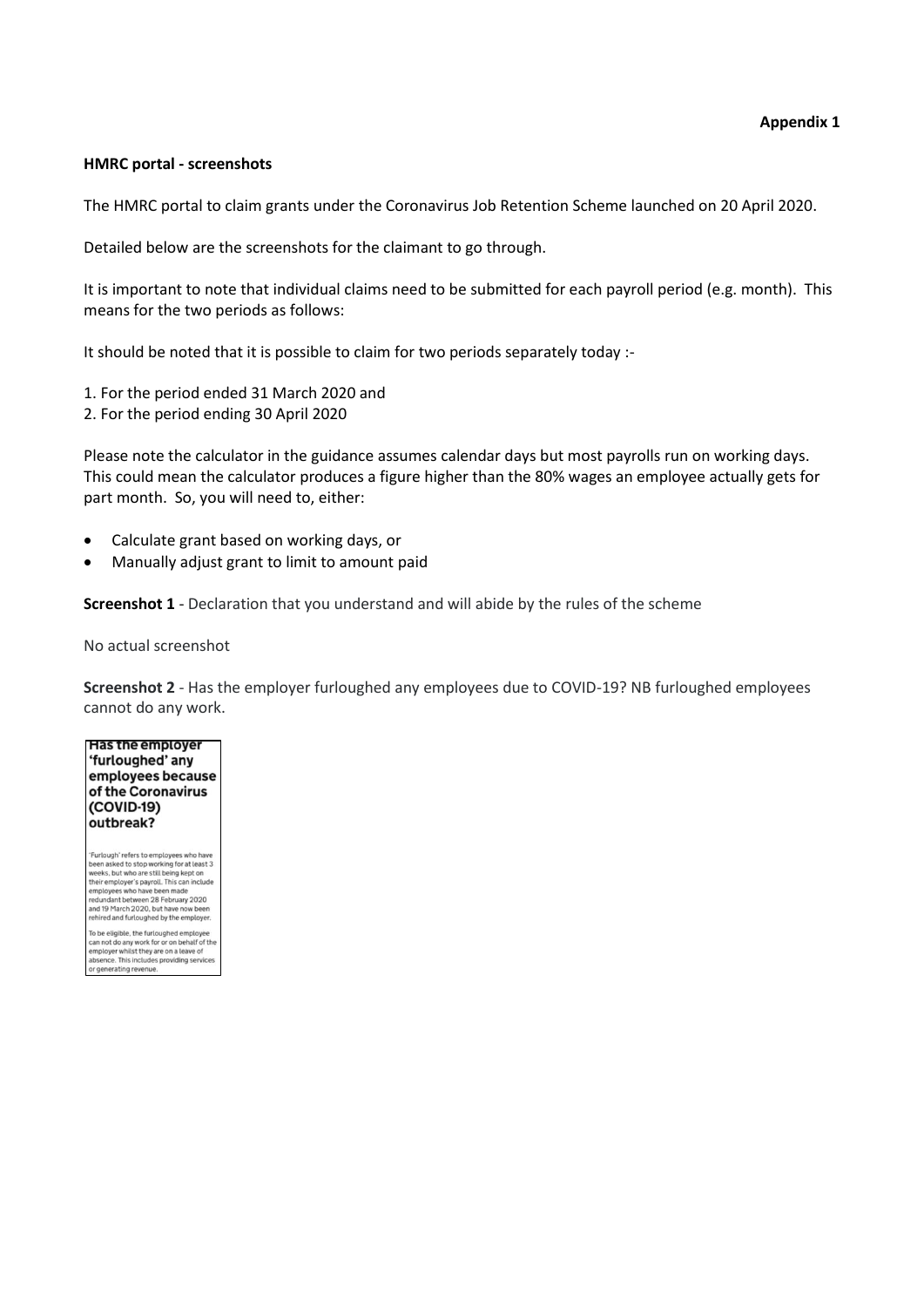**Appendix 1**

**HMRC portal - screenshots**

The HMRC portal to claim grants under the Coronavirus Job Retention Scheme launched on 20 April 2020.

Detailed below are the screenshots for the claimant to go through.

It is important to note that individual claims need to be submitted for each payroll period (e.g. month). This means for the two periods as follows:

It should be noted that it is possible to claim for two periods separately today :-

1. For the period ended 31 March 2020 and
2. For the period ending 30 April 2020

Please note the calculator in the guidance assumes calendar days but most payrolls run on working days. This could mean the calculator produces a figure higher than the 80% wages an employee actually gets for part month. So, you will need to, either:

- Calculate grant based on working days, or
- Manually adjust grant to limit to amount paid

**Screenshot 1** - Declaration that you understand and will abide by the rules of the scheme

No actual screenshot

**Screenshot 2** - Has the employer furloughed any employees due to COVID-19? NB furloughed employees cannot do any work.

> **Has the employer 'furloughed' any employees because of the Coronavirus (COVID-19) outbreak?**
>
> 'Furlough' refers to employees who have been asked to stop working for at least 3 weeks, but who are still being kept on their employer's payroll. This can include employees who have been made redundant between 28 February 2020 and 19 March 2020, but have now been rehired and furloughed by the employer.
>
> To be eligible, the furloughed employee can not do any work for or on behalf of the employer whilst they are on a leave of absence. This includes providing services or generating revenue.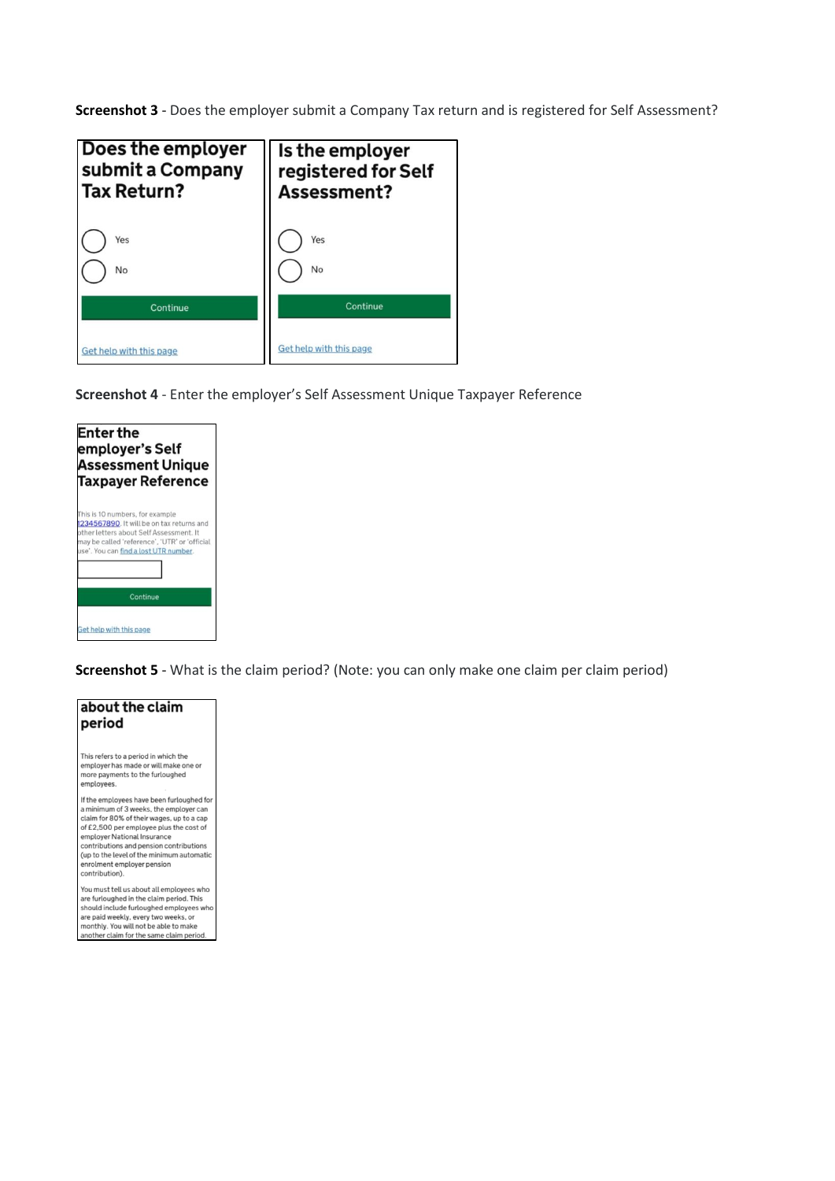**Screenshot 3** - Does the employer submit a Company Tax return and is registered for Self Assessment?

## Does the employer submit a Company Tax Return?

Yes

No

Continue

Get help with this page

## Is the employer registered for Self Assessment?

Yes

No

Continue

Get help with this page

**Screenshot 4** - Enter the employer's Self Assessment Unique Taxpayer Reference

## Enter the employer's Self Assessment Unique Taxpayer Reference

This is 10 numbers, for example 1234567890. It will be on tax returns and other letters about Self Assessment. It may be called 'reference', 'UTR' or 'official use'. You can find a lost UTR number.

Continue

Get help with this page

**Screenshot 5** - What is the claim period? (Note: you can only make one claim per claim period)

## about the claim period

This refers to a period in which the employer has made or will make one or more payments to the furloughed employees.

If the employees have been furloughed for a minimum of 3 weeks, the employer can claim for 80% of their wages, up to a cap of £2,500 per employee plus the cost of employer National Insurance contributions and pension contributions (up to the level of the minimum automatic enrolment employer pension contribution).

You must tell us about all employees who are furloughed in the claim period. This should include furloughed employees who are paid weekly, every two weeks, or monthly. You will not be able to make another claim for the same claim period.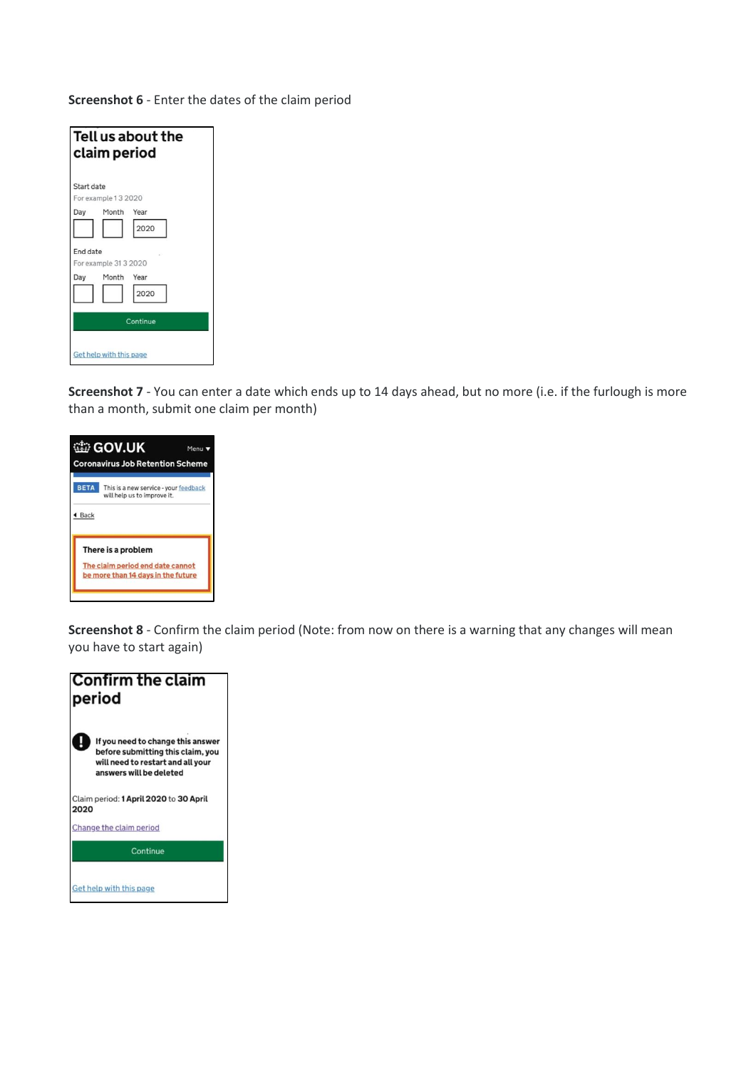**Screenshot 6** - Enter the dates of the claim period

# Tell us about the claim period

Start date

For example 1 3 2020

Day Month Year

2020

End date

For example 31 3 2020

Day Month Year

2020

Continue

Get help with this page

**Screenshot 7** - You can enter a date which ends up to 14 days ahead, but no more (i.e. if the furlough is more than a month, submit one claim per month)

GOV.UK Menu

Coronavirus Job Retention Scheme

BETA This is a new service - your feedback will help us to improve it.

Back

**There is a problem**

The claim period end date cannot be more than 14 days in the future

**Screenshot 8** - Confirm the claim period (Note: from now on there is a warning that any changes will mean you have to start again)

# Confirm the claim period

**If you need to change this answer before submitting this claim, you will need to restart and all your answers will be deleted**

Claim period: **1 April 2020** to **30 April 2020**

Change the claim period

Continue

Get help with this page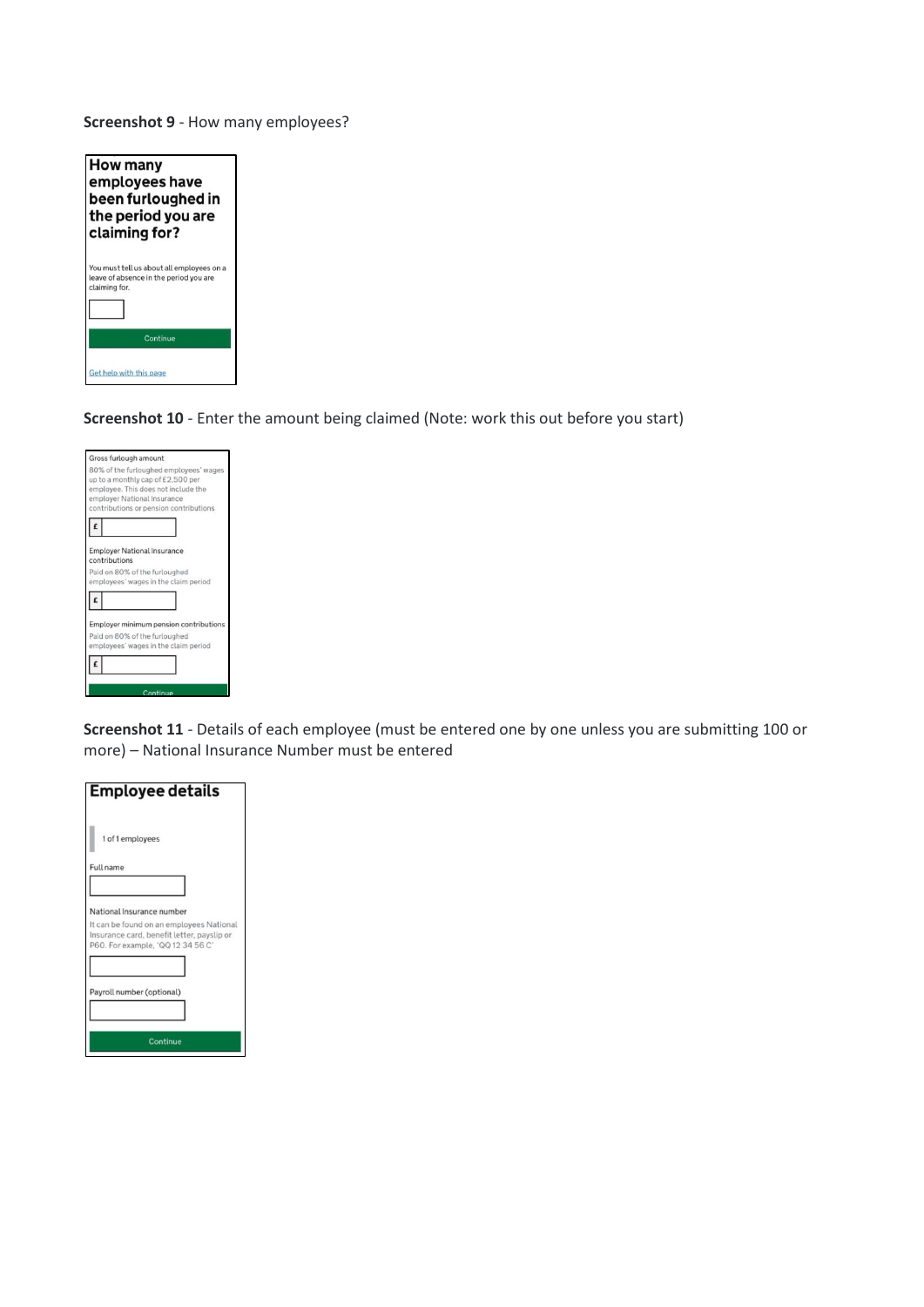**Screenshot 9** - How many employees?

**How many employees have been furloughed in the period you are claiming for?**

You must tell us about all employees on a leave of absence in the period you are claiming for.

Continue

Get help with this page

**Screenshot 10** - Enter the amount being claimed (Note: work this out before you start)

Gross furlough amount

80% of the furloughed employees' wages up to a monthly cap of £2,500 per employee. This does not include the employer National Insurance contributions or pension contributions

£

Employer National Insurance contributions

Paid on 80% of the furloughed employees' wages in the claim period

£

Employer minimum pension contributions

Paid on 80% of the furloughed employees' wages in the claim period

£

Continue

**Screenshot 11** - Details of each employee (must be entered one by one unless you are submitting 100 or more) – National Insurance Number must be entered

**Employee details**

1 of 1 employees

Full name

National Insurance number

It can be found on an employees National Insurance card, benefit letter, payslip or P60. For example, 'QQ 12 34 56 C'

Payroll number (optional)

Continue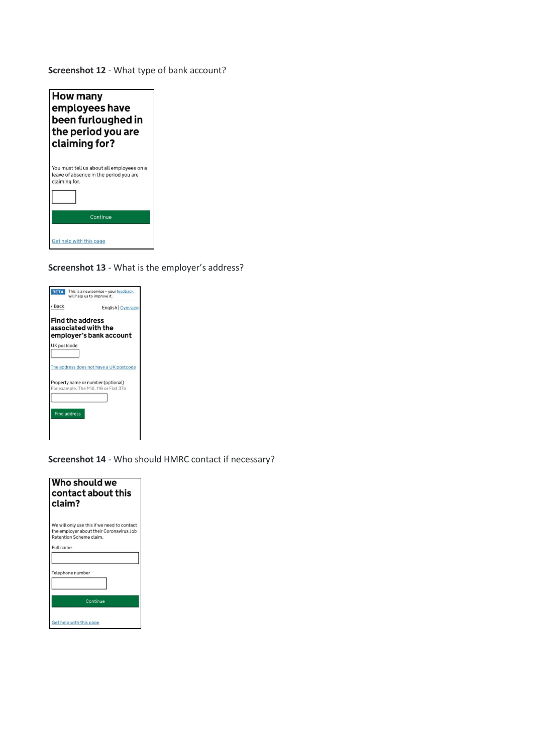**Screenshot 12** - What type of bank account?

# How many employees have been furloughed in the period you are claiming for?

You must tell us about all employees on a leave of absence in the period you are claiming for.

[ ]

Continue

Get help with this page

**Screenshot 13** - What is the employer's address?

BETA This is a new service – your feedback will help us to improve it.

‹ Back English | Cymraeg

## Find the address associated with the employer's bank account

UK postcode

[ ]

The address does not have a UK postcode

Property name or number (optional)
For example, The Mill, 116 or Flat 37a

[ ]

Find address

**Screenshot 14** - Who should HMRC contact if necessary?

# Who should we contact about this claim?

We will only use this if we need to contact the employer about their Coronavirus Job Retention Scheme claim.

Full name

[ ]

Telephone number

[ ]

Continue

Get help with this page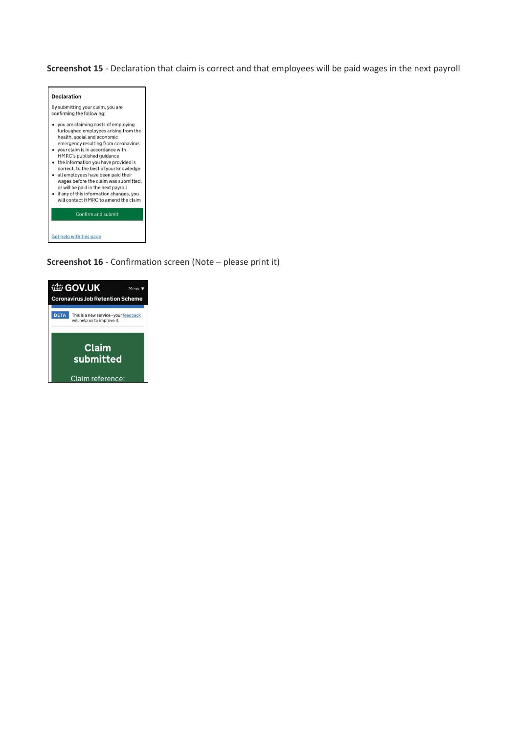**Screenshot 15** - Declaration that claim is correct and that employees will be paid wages in the next payroll

**Declaration**

By submitting your claim, you are confirming the following:

- you are claiming costs of employing furloughed employees arising from the health, social and economic emergency resulting from coronavirus
- your claim is in accordance with HMRC's published guidance
- the information you have provided is correct, to the best of your knowledge
- all employees have been paid their wages before the claim was submitted, or will be paid in the next payroll
- if any of this information changes, you will contact HMRC to amend the claim

Confirm and submit

Get help with this page

**Screenshot 16** - Confirmation screen (Note – please print it)

GOV.UK Menu

Coronavirus Job Retention Scheme

BETA This is a new service - your feedback will help us to improve it.

Claim submitted

Claim reference: